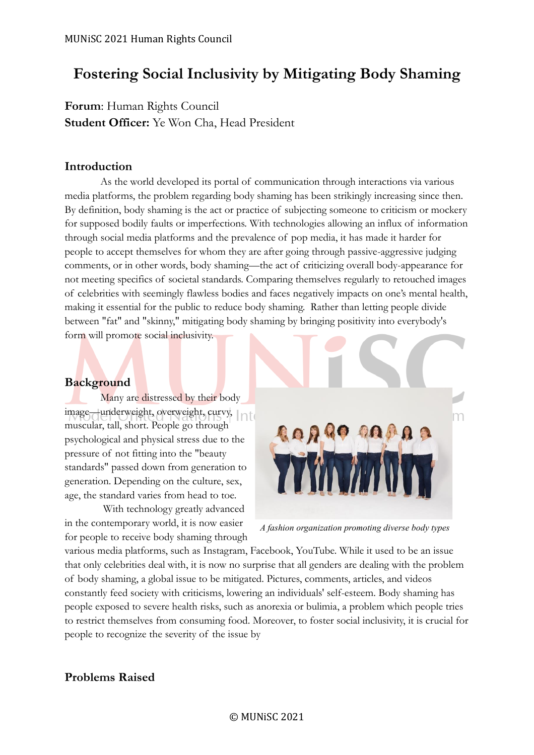# Fostering Social Inclusivity by Mitigating Body Shaming

**Forum**: Human Rights Council
**Student Officer:** Ye Won Cha, Head President

## Introduction

As the world developed its portal of communication through interactions via various media platforms, the problem regarding body shaming has been strikingly increasing since then. By definition, body shaming is the act or practice of subjecting someone to criticism or mockery for supposed bodily faults or imperfections. With technologies allowing an influx of information through social media platforms and the prevalence of pop media, it has made it harder for people to accept themselves for whom they are after going through passive-aggressive judging comments, or in other words, body shaming—the act of criticizing overall body-appearance for not meeting specifics of societal standards. Comparing themselves regularly to retouched images of celebrities with seemingly flawless bodies and faces negatively impacts on one's mental health, making it essential for the public to reduce body shaming. Rather than letting people divide between "fat" and "skinny," mitigating body shaming by bringing positivity into everybody's form will promote social inclusivity.

## Background

Many are distressed by their body image—underweight, overweight, curvy, muscular, tall, short. People go through psychological and physical stress due to the pressure of not fitting into the "beauty standards" passed down from generation to generation. Depending on the culture, sex, age, the standard varies from head to toe.

*A fashion organization promoting diverse body types*

With technology greatly advanced in the contemporary world, it is now easier for people to receive body shaming through various media platforms, such as Instagram, Facebook, YouTube. While it used to be an issue that only celebrities deal with, it is now no surprise that all genders are dealing with the problem of body shaming, a global issue to be mitigated. Pictures, comments, articles, and videos constantly feed society with criticisms, lowering an individuals' self-esteem. Body shaming has people exposed to severe health risks, such as anorexia or bulimia, a problem which people tries to restrict themselves from consuming food. Moreover, to foster social inclusivity, it is crucial for people to recognize the severity of the issue by

## Problems Raised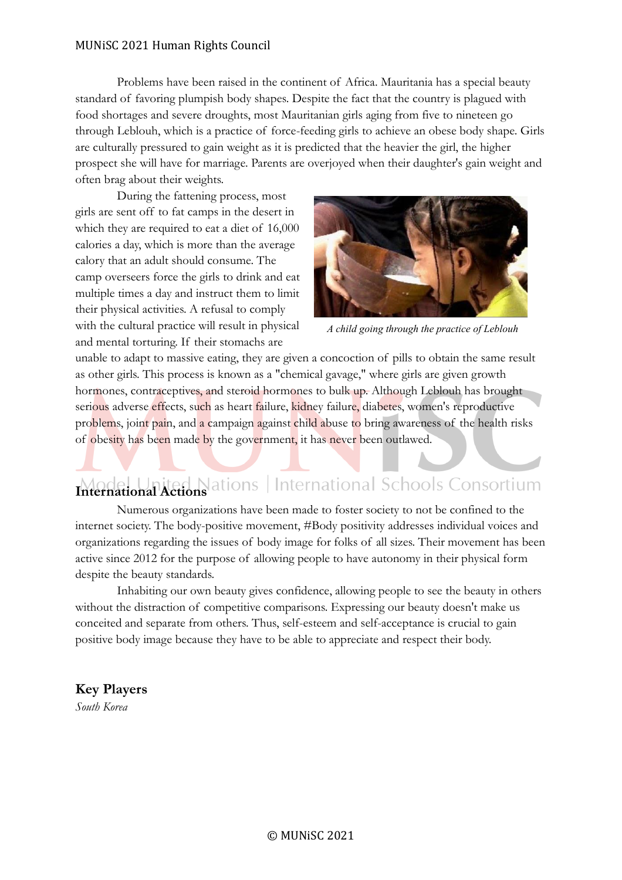Problems have been raised in the continent of Africa. Mauritania has a special beauty standard of favoring plumpish body shapes. Despite the fact that the country is plagued with food shortages and severe droughts, most Mauritanian girls aging from five to nineteen go through Leblouh, which is a practice of force-feeding girls to achieve an obese body shape. Girls are culturally pressured to gain weight as it is predicted that the heavier the girl, the higher prospect she will have for marriage. Parents are overjoyed when their daughter's gain weight and often brag about their weights.

During the fattening process, most girls are sent off to fat camps in the desert in which they are required to eat a diet of 16,000 calories a day, which is more than the average calory that an adult should consume. The camp overseers force the girls to drink and eat multiple times a day and instruct them to limit their physical activities. A refusal to comply with the cultural practice will result in physical and mental torturing. If their stomachs are unable to adapt to massive eating, they are given a concoction of pills to obtain the same result as other girls. This process is known as a "chemical gavage," where girls are given growth hormones, contraceptives, and steroid hormones to bulk up. Although Leblouh has brought serious adverse effects, such as heart failure, kidney failure, diabetes, women's reproductive problems, joint pain, and a campaign against child abuse to bring awareness of the health risks of obesity has been made by the government, it has never been outlawed.

*A child going through the practice of Leblouh*

## International Actions

Numerous organizations have been made to foster society to not be confined to the internet society. The body-positive movement, #Body positivity addresses individual voices and organizations regarding the issues of body image for folks of all sizes. Their movement has been active since 2012 for the purpose of allowing people to have autonomy in their physical form despite the beauty standards.

Inhabiting our own beauty gives confidence, allowing people to see the beauty in others without the distraction of competitive comparisons. Expressing our beauty doesn't make us conceited and separate from others. Thus, self-esteem and self-acceptance is crucial to gain positive body image because they have to be able to appreciate and respect their body.

## Key Players

*South Korea*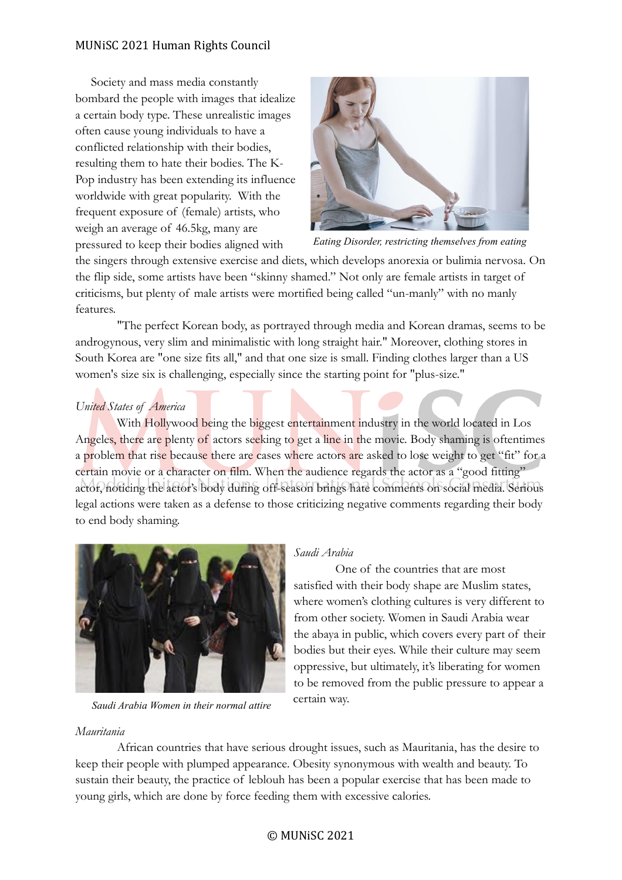Society and mass media constantly bombard the people with images that idealize a certain body type. These unrealistic images often cause young individuals to have a conflicted relationship with their bodies, resulting them to hate their bodies. The K-Pop industry has been extending its influence worldwide with great popularity. With the frequent exposure of (female) artists, who weigh an average of 46.5kg, many are pressured to keep their bodies aligned with the singers through extensive exercise and diets, which develops anorexia or bulimia nervosa. On the flip side, some artists have been "skinny shamed." Not only are female artists in target of criticisms, but plenty of male artists were mortified being called "un-manly" with no manly features.

*Eating Disorder, restricting themselves from eating*

"The perfect Korean body, as portrayed through media and Korean dramas, seems to be androgynous, very slim and minimalistic with long straight hair." Moreover, clothing stores in South Korea are "one size fits all," and that one size is small. Finding clothes larger than a US women's size six is challenging, especially since the starting point for "plus-size."

*United States of America*

With Hollywood being the biggest entertainment industry in the world located in Los Angeles, there are plenty of actors seeking to get a line in the movie. Body shaming is oftentimes a problem that rise because there are cases where actors are asked to lose weight to get "fit" for a certain movie or a character on film. When the audience regards the actor as a "good fitting" actor, noticing the actor's body during off-season brings hate comments on social media. Serious legal actions were taken as a defense to those criticizing negative comments regarding their body to end body shaming.

*Saudi Arabia*

One of the countries that are most satisfied with their body shape are Muslim states, where women's clothing cultures is very different to from other society. Women in Saudi Arabia wear the abaya in public, which covers every part of their bodies but their eyes. While their culture may seem oppressive, but ultimately, it's liberating for women to be removed from the public pressure to appear a certain way.

*Saudi Arabia Women in their normal attire*

*Mauritania*

African countries that have serious drought issues, such as Mauritania, has the desire to keep their people with plumped appearance. Obesity synonymous with wealth and beauty. To sustain their beauty, the practice of leblouh has been a popular exercise that has been made to young girls, which are done by force feeding them with excessive calories.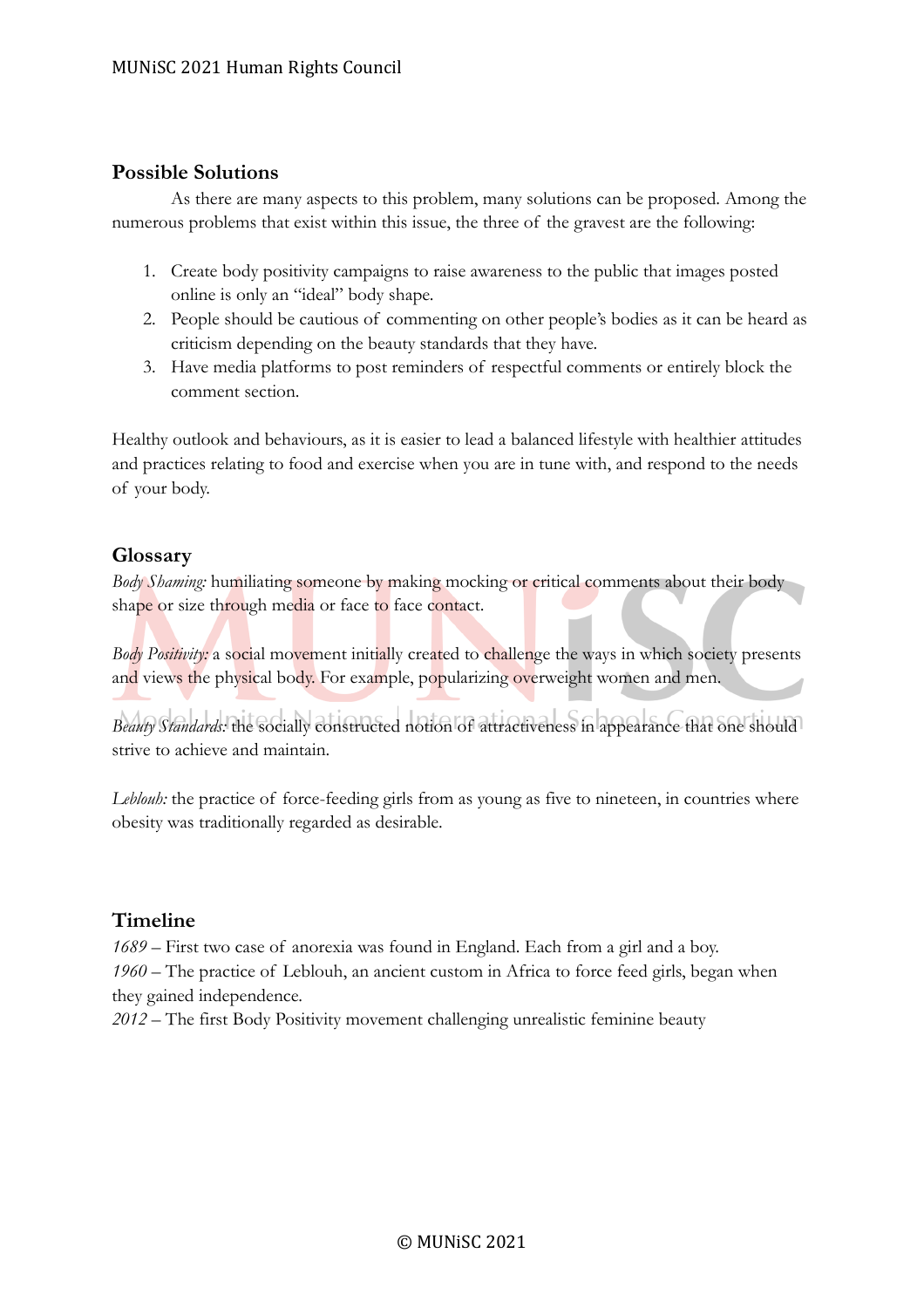## Possible Solutions

As there are many aspects to this problem, many solutions can be proposed. Among the numerous problems that exist within this issue, the three of the gravest are the following:

1. Create body positivity campaigns to raise awareness to the public that images posted online is only an "ideal" body shape.
2. People should be cautious of commenting on other people's bodies as it can be heard as criticism depending on the beauty standards that they have.
3. Have media platforms to post reminders of respectful comments or entirely block the comment section.

Healthy outlook and behaviours, as it is easier to lead a balanced lifestyle with healthier attitudes and practices relating to food and exercise when you are in tune with, and respond to the needs of your body.

## Glossary

*Body Shaming:* humiliating someone by making mocking or critical comments about their body shape or size through media or face to face contact.

*Body Positivity:* a social movement initially created to challenge the ways in which society presents and views the physical body. For example, popularizing overweight women and men.

*Beauty Standards:* the socially constructed notion of attractiveness in appearance that one should strive to achieve and maintain.

*Leblouh:* the practice of force-feeding girls from as young as five to nineteen, in countries where obesity was traditionally regarded as desirable.

## Timeline

*1689* – First two case of anorexia was found in England. Each from a girl and a boy.
*1960* – The practice of Leblouh, an ancient custom in Africa to force feed girls, began when they gained independence.
*2012* – The first Body Positivity movement challenging unrealistic feminine beauty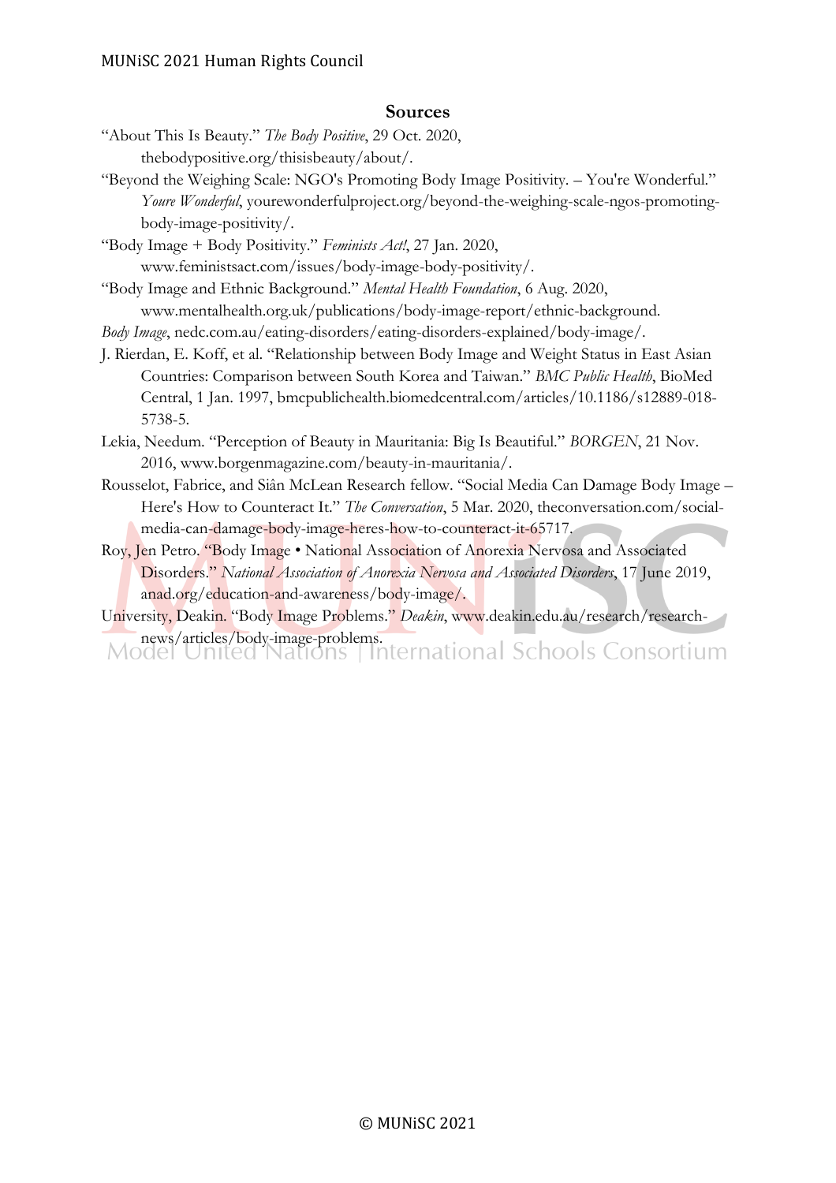## Sources

"About This Is Beauty." *The Body Positive*, 29 Oct. 2020, thebodypositive.org/thisisbeauty/about/.

"Beyond the Weighing Scale: NGO's Promoting Body Image Positivity. – You're Wonderful." *Youre Wonderful*, yourewonderfulproject.org/beyond-the-weighing-scale-ngos-promoting-body-image-positivity/.

"Body Image + Body Positivity." *Feminists Act!*, 27 Jan. 2020, www.feministsact.com/issues/body-image-body-positivity/.

"Body Image and Ethnic Background." *Mental Health Foundation*, 6 Aug. 2020, www.mentalhealth.org.uk/publications/body-image-report/ethnic-background.

*Body Image*, nedc.com.au/eating-disorders/eating-disorders-explained/body-image/.

J. Rierdan, E. Koff, et al. "Relationship between Body Image and Weight Status in East Asian Countries: Comparison between South Korea and Taiwan." *BMC Public Health*, BioMed Central, 1 Jan. 1997, bmcpublichealth.biomedcentral.com/articles/10.1186/s12889-018-5738-5.

Lekia, Needum. "Perception of Beauty in Mauritania: Big Is Beautiful." *BORGEN*, 21 Nov. 2016, www.borgenmagazine.com/beauty-in-mauritania/.

Rousselot, Fabrice, and Siân McLean Research fellow. "Social Media Can Damage Body Image – Here's How to Counteract It." *The Conversation*, 5 Mar. 2020, theconversation.com/social-media-can-damage-body-image-heres-how-to-counteract-it-65717.

Roy, Jen Petro. "Body Image • National Association of Anorexia Nervosa and Associated Disorders." *National Association of Anorexia Nervosa and Associated Disorders*, 17 June 2019, anad.org/education-and-awareness/body-image/.

University, Deakin. "Body Image Problems." *Deakin*, www.deakin.edu.au/research/research-news/articles/body-image-problems.